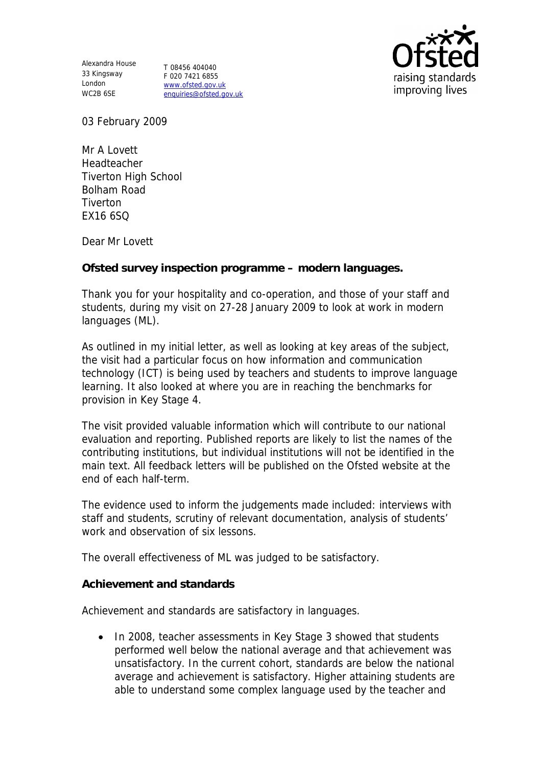Alexandra House
33 Kingsway
London
WC2B 6SE

T 08456 404040
F 020 7421 6855
www.ofsted.gov.uk
enquiries@ofsted.gov.uk

03 February 2009

Mr A Lovett
Headteacher
Tiverton High School
Bolham Road
Tiverton
EX16 6SQ

Dear Mr Lovett

**Ofsted survey inspection programme – modern languages.**

Thank you for your hospitality and co-operation, and those of your staff and students, during my visit on 27-28 January 2009 to look at work in modern languages (ML).

As outlined in my initial letter, as well as looking at key areas of the subject, the visit had a particular focus on how information and communication technology (ICT) is being used by teachers and students to improve language learning. It also looked at where you are in reaching the benchmarks for provision in Key Stage 4.

The visit provided valuable information which will contribute to our national evaluation and reporting. Published reports are likely to list the names of the contributing institutions, but individual institutions will not be identified in the main text. All feedback letters will be published on the Ofsted website at the end of each half-term.

The evidence used to inform the judgements made included: interviews with staff and students, scrutiny of relevant documentation, analysis of students' work and observation of six lessons.

The overall effectiveness of ML was judged to be satisfactory.

**Achievement and standards**

Achievement and standards are satisfactory in languages.

- In 2008, teacher assessments in Key Stage 3 showed that students performed well below the national average and that achievement was unsatisfactory. In the current cohort, standards are below the national average and achievement is satisfactory. Higher attaining students are able to understand some complex language used by the teacher and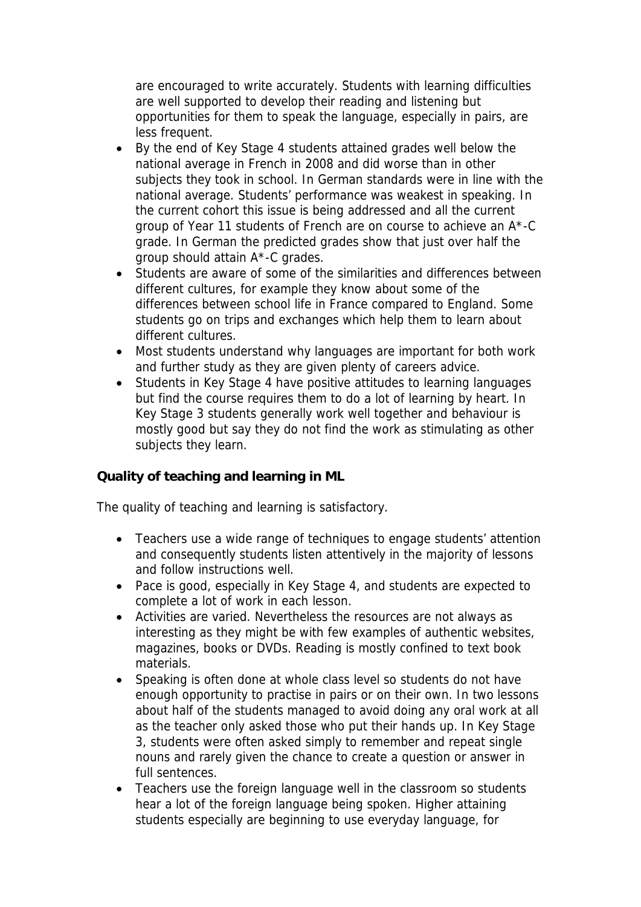are encouraged to write accurately. Students with learning difficulties are well supported to develop their reading and listening but opportunities for them to speak the language, especially in pairs, are less frequent.

- By the end of Key Stage 4 students attained grades well below the national average in French in 2008 and did worse than in other subjects they took in school. In German standards were in line with the national average. Students' performance was weakest in speaking. In the current cohort this issue is being addressed and all the current group of Year 11 students of French are on course to achieve an A*-C grade. In German the predicted grades show that just over half the group should attain A*-C grades.
- Students are aware of some of the similarities and differences between different cultures, for example they know about some of the differences between school life in France compared to England. Some students go on trips and exchanges which help them to learn about different cultures.
- Most students understand why languages are important for both work and further study as they are given plenty of careers advice.
- Students in Key Stage 4 have positive attitudes to learning languages but find the course requires them to do a lot of learning by heart. In Key Stage 3 students generally work well together and behaviour is mostly good but say they do not find the work as stimulating as other subjects they learn.

**Quality of teaching and learning in ML**

The quality of teaching and learning is satisfactory.

- Teachers use a wide range of techniques to engage students' attention and consequently students listen attentively in the majority of lessons and follow instructions well.
- Pace is good, especially in Key Stage 4, and students are expected to complete a lot of work in each lesson.
- Activities are varied. Nevertheless the resources are not always as interesting as they might be with few examples of authentic websites, magazines, books or DVDs. Reading is mostly confined to text book materials.
- Speaking is often done at whole class level so students do not have enough opportunity to practise in pairs or on their own. In two lessons about half of the students managed to avoid doing any oral work at all as the teacher only asked those who put their hands up. In Key Stage 3, students were often asked simply to remember and repeat single nouns and rarely given the chance to create a question or answer in full sentences.
- Teachers use the foreign language well in the classroom so students hear a lot of the foreign language being spoken. Higher attaining students especially are beginning to use everyday language, for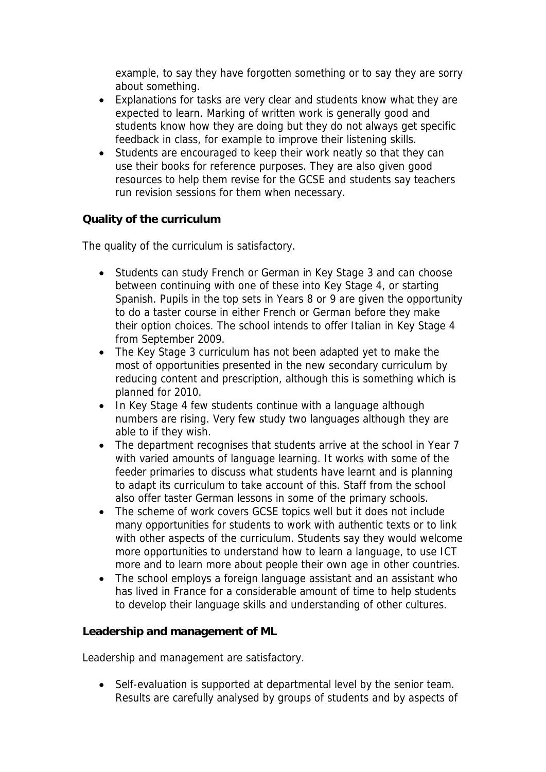example, to say they have forgotten something or to say they are sorry about something.

- Explanations for tasks are very clear and students know what they are expected to learn. Marking of written work is generally good and students know how they are doing but they do not always get specific feedback in class, for example to improve their listening skills.
- Students are encouraged to keep their work neatly so that they can use their books for reference purposes. They are also given good resources to help them revise for the GCSE and students say teachers run revision sessions for them when necessary.

**Quality of the curriculum**

The quality of the curriculum is satisfactory.

- Students can study French or German in Key Stage 3 and can choose between continuing with one of these into Key Stage 4, or starting Spanish. Pupils in the top sets in Years 8 or 9 are given the opportunity to do a taster course in either French or German before they make their option choices. The school intends to offer Italian in Key Stage 4 from September 2009.
- The Key Stage 3 curriculum has not been adapted yet to make the most of opportunities presented in the new secondary curriculum by reducing content and prescription, although this is something which is planned for 2010.
- In Key Stage 4 few students continue with a language although numbers are rising. Very few study two languages although they are able to if they wish.
- The department recognises that students arrive at the school in Year 7 with varied amounts of language learning. It works with some of the feeder primaries to discuss what students have learnt and is planning to adapt its curriculum to take account of this. Staff from the school also offer taster German lessons in some of the primary schools.
- The scheme of work covers GCSE topics well but it does not include many opportunities for students to work with authentic texts or to link with other aspects of the curriculum. Students say they would welcome more opportunities to understand how to learn a language, to use ICT more and to learn more about people their own age in other countries.
- The school employs a foreign language assistant and an assistant who has lived in France for a considerable amount of time to help students to develop their language skills and understanding of other cultures.

**Leadership and management of ML**

Leadership and management are satisfactory.

- Self-evaluation is supported at departmental level by the senior team. Results are carefully analysed by groups of students and by aspects of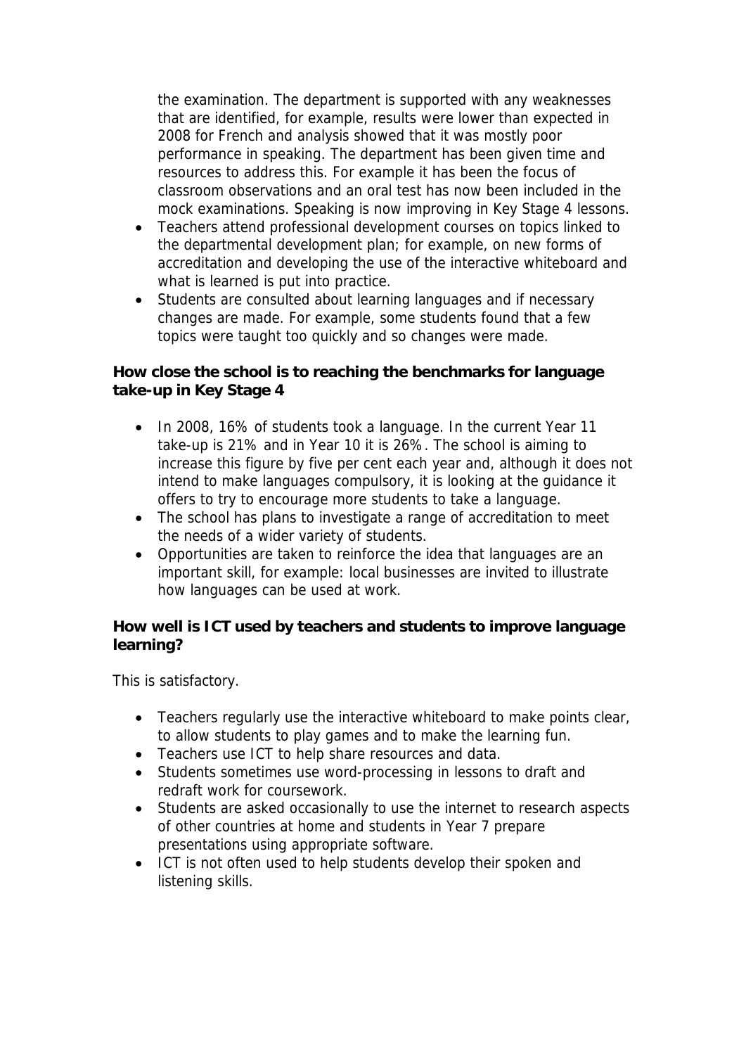the examination. The department is supported with any weaknesses that are identified, for example, results were lower than expected in 2008 for French and analysis showed that it was mostly poor performance in speaking. The department has been given time and resources to address this. For example it has been the focus of classroom observations and an oral test has now been included in the mock examinations. Speaking is now improving in Key Stage 4 lessons.

- Teachers attend professional development courses on topics linked to the departmental development plan; for example, on new forms of accreditation and developing the use of the interactive whiteboard and what is learned is put into practice.
- Students are consulted about learning languages and if necessary changes are made. For example, some students found that a few topics were taught too quickly and so changes were made.

**How close the school is to reaching the benchmarks for language take-up in Key Stage 4**

- In 2008, 16% of students took a language. In the current Year 11 take-up is 21% and in Year 10 it is 26%. The school is aiming to increase this figure by five per cent each year and, although it does not intend to make languages compulsory, it is looking at the guidance it offers to try to encourage more students to take a language.
- The school has plans to investigate a range of accreditation to meet the needs of a wider variety of students.
- Opportunities are taken to reinforce the idea that languages are an important skill, for example: local businesses are invited to illustrate how languages can be used at work.

**How well is ICT used by teachers and students to improve language learning?**

This is satisfactory.

- Teachers regularly use the interactive whiteboard to make points clear, to allow students to play games and to make the learning fun.
- Teachers use ICT to help share resources and data.
- Students sometimes use word-processing in lessons to draft and redraft work for coursework.
- Students are asked occasionally to use the internet to research aspects of other countries at home and students in Year 7 prepare presentations using appropriate software.
- ICT is not often used to help students develop their spoken and listening skills.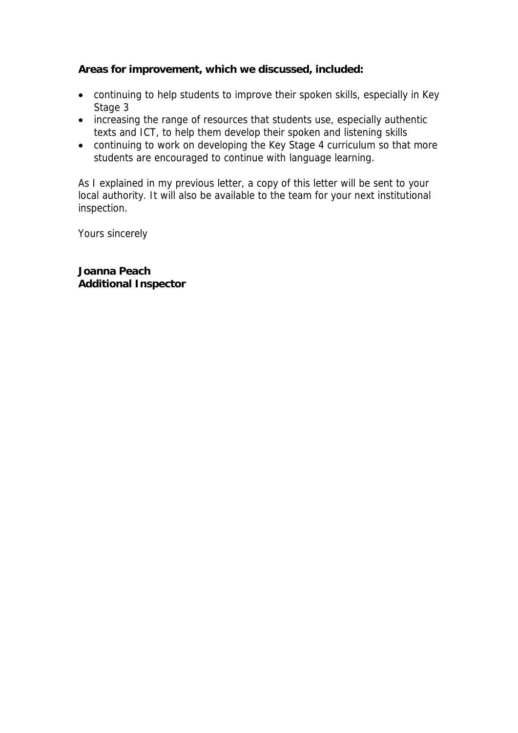**Areas for improvement, which we discussed, included:**

- continuing to help students to improve their spoken skills, especially in Key Stage 3
- increasing the range of resources that students use, especially authentic texts and ICT, to help them develop their spoken and listening skills
- continuing to work on developing the Key Stage 4 curriculum so that more students are encouraged to continue with language learning.

As I explained in my previous letter, a copy of this letter will be sent to your local authority. It will also be available to the team for your next institutional inspection.

Yours sincerely

**Joanna Peach**
**Additional Inspector**